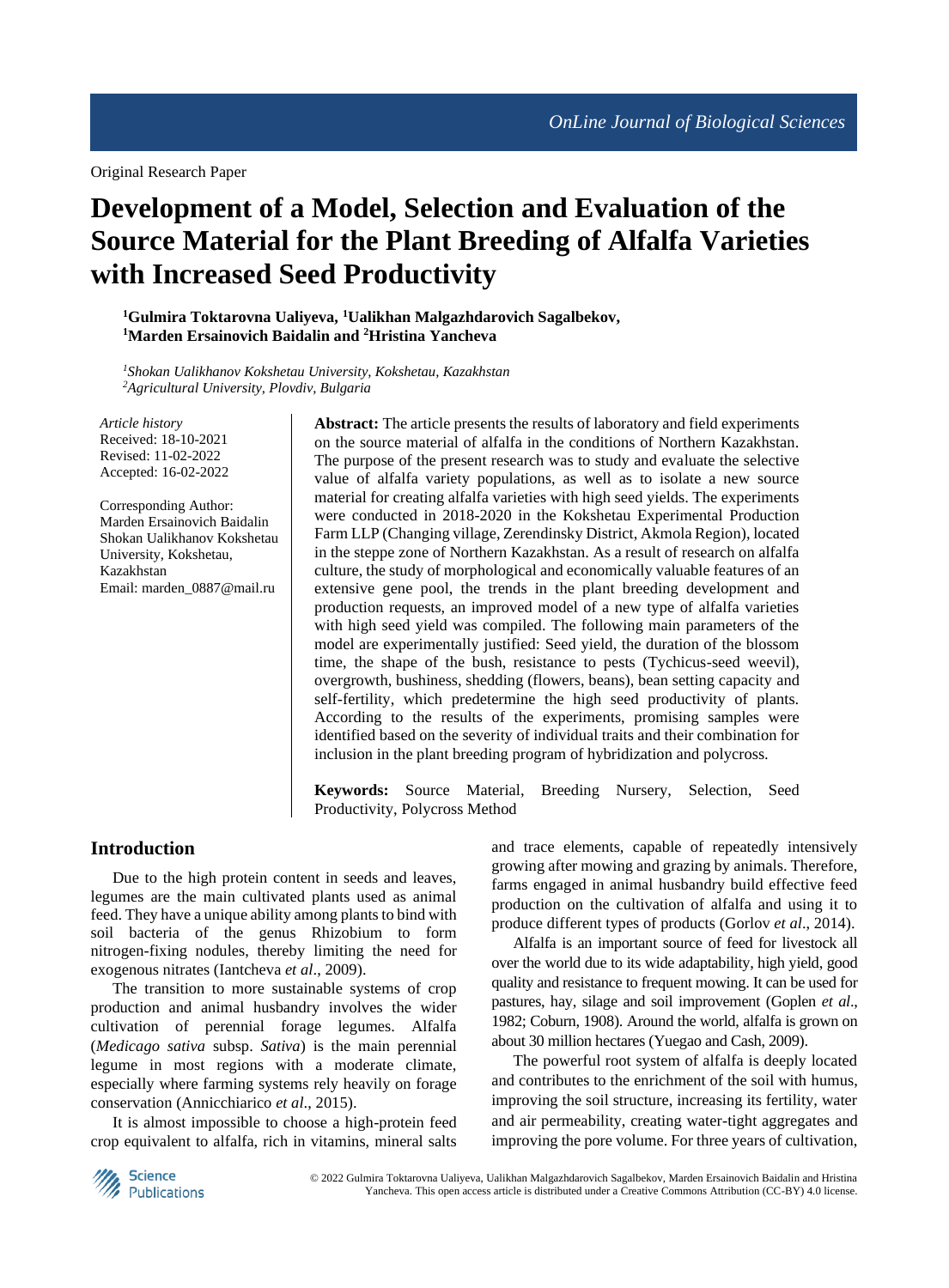Original Research Paper

# Development of a Model, Selection and Evaluation of the Source Material for the Plant Breeding of Alfalfa Varieties with Increased Seed Productivity

**[1]Gulmira Toktarovna Ualiyeva, [1]Ualikhan Malgazhdarovich Sagalbekov, [1]Marden Ersainovich Baidalin and [2]Hristina Yancheva**

*[1]Shokan Ualikhanov Kokshetau University, Kokshetau, Kazakhstan*
*[2]Agricultural University, Plovdiv, Bulgaria*

*Article history*
Received: 18-10-2021
Revised: 11-02-2022
Accepted: 16-02-2022

Corresponding Author:
Marden Ersainovich Baidalin
Shokan Ualikhanov Kokshetau University, Kokshetau, Kazakhstan
Email: marden_0887@mail.ru

**Abstract:** The article presents the results of laboratory and field experiments on the source material of alfalfa in the conditions of Northern Kazakhstan. The purpose of the present research was to study and evaluate the selective value of alfalfa variety populations, as well as to isolate a new source material for creating alfalfa varieties with high seed yields. The experiments were conducted in 2018-2020 in the Kokshetau Experimental Production Farm LLP (Changing village, Zerendinsky District, Akmola Region), located in the steppe zone of Northern Kazakhstan. As a result of research on alfalfa culture, the study of morphological and economically valuable features of an extensive gene pool, the trends in the plant breeding development and production requests, an improved model of a new type of alfalfa varieties with high seed yield was compiled. The following main parameters of the model are experimentally justified: Seed yield, the duration of the blossom time, the shape of the bush, resistance to pests (Tychicus-seed weevil), overgrowth, bushiness, shedding (flowers, beans), bean setting capacity and self-fertility, which predetermine the high seed productivity of plants. According to the results of the experiments, promising samples were identified based on the severity of individual traits and their combination for inclusion in the plant breeding program of hybridization and polycross.

**Keywords:** Source Material, Breeding Nursery, Selection, Seed Productivity, Polycross Method

## Introduction

Due to the high protein content in seeds and leaves, legumes are the main cultivated plants used as animal feed. They have a unique ability among plants to bind with soil bacteria of the genus Rhizobium to form nitrogen-fixing nodules, thereby limiting the need for exogenous nitrates (Iantcheva *et al*., 2009).

The transition to more sustainable systems of crop production and animal husbandry involves the wider cultivation of perennial forage legumes. Alfalfa (*Medicago sativa* subsp. *Sativa*) is the main perennial legume in most regions with a moderate climate, especially where farming systems rely heavily on forage conservation (Annicchiarico *et al*., 2015).

It is almost impossible to choose a high-protein feed crop equivalent to alfalfa, rich in vitamins, mineral salts and trace elements, capable of repeatedly intensively growing after mowing and grazing by animals. Therefore, farms engaged in animal husbandry build effective feed production on the cultivation of alfalfa and using it to produce different types of products (Gorlov *et al*., 2014).

Alfalfa is an important source of feed for livestock all over the world due to its wide adaptability, high yield, good quality and resistance to frequent mowing. It can be used for pastures, hay, silage and soil improvement (Goplen *et al*., 1982; Coburn, 1908). Around the world, alfalfa is grown on about 30 million hectares (Yuegao and Cash, 2009).

The powerful root system of alfalfa is deeply located and contributes to the enrichment of the soil with humus, improving the soil structure, increasing its fertility, water and air permeability, creating water-tight aggregates and improving the pore volume. For three years of cultivation,

© 2022 Gulmira Toktarovna Ualiyeva, Ualikhan Malgazhdarovich Sagalbekov, Marden Ersainovich Baidalin and Hristina Yancheva. This open access article is distributed under a Creative Commons Attribution (CC-BY) 4.0 license.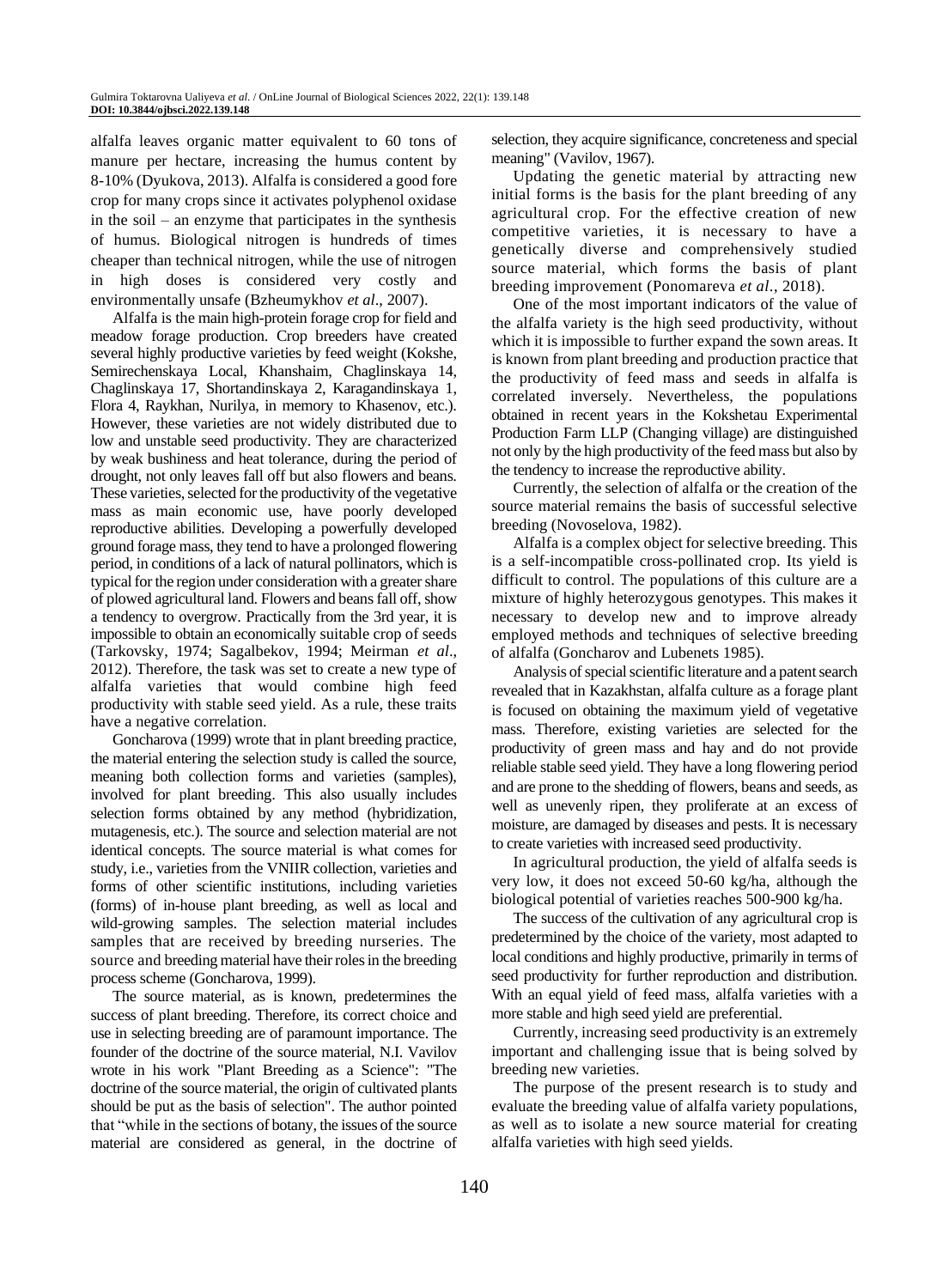alfalfa leaves organic matter equivalent to 60 tons of manure per hectare, increasing the humus content by 8-10% (Dyukova, 2013). Alfalfa is considered a good fore crop for many crops since it activates polyphenol oxidase in the soil – an enzyme that participates in the synthesis of humus. Biological nitrogen is hundreds of times cheaper than technical nitrogen, while the use of nitrogen in high doses is considered very costly and environmentally unsafe (Bzheumykhov *et al*., 2007).

Alfalfa is the main high-protein forage crop for field and meadow forage production. Crop breeders have created several highly productive varieties by feed weight (Kokshe, Semirechenskaya Local, Khanshaim, Chaglinskaya 14, Chaglinskaya 17, Shortandinskaya 2, Karagandinskaya 1, Flora 4, Raykhan, Nurilya, in memory to Khasenov, etc.). However, these varieties are not widely distributed due to low and unstable seed productivity. They are characterized by weak bushiness and heat tolerance, during the period of drought, not only leaves fall off but also flowers and beans. These varieties, selected for the productivity of the vegetative mass as main economic use, have poorly developed reproductive abilities. Developing a powerfully developed ground forage mass, they tend to have a prolonged flowering period, in conditions of a lack of natural pollinators, which is typical for the region under consideration with a greater share of plowed agricultural land. Flowers and beans fall off, show a tendency to overgrow. Practically from the 3rd year, it is impossible to obtain an economically suitable crop of seeds (Tarkovsky, 1974; Sagalbekov, 1994; Meirman *et al*., 2012). Therefore, the task was set to create a new type of alfalfa varieties that would combine high feed productivity with stable seed yield. As a rule, these traits have a negative correlation.

Goncharova (1999) wrote that in plant breeding practice, the material entering the selection study is called the source, meaning both collection forms and varieties (samples), involved for plant breeding. This also usually includes selection forms obtained by any method (hybridization, mutagenesis, etc.). The source and selection material are not identical concepts. The source material is what comes for study, i.e., varieties from the VNIIR collection, varieties and forms of other scientific institutions, including varieties (forms) of in-house plant breeding, as well as local and wild-growing samples. The selection material includes samples that are received by breeding nurseries. The source and breeding material have their roles in the breeding process scheme (Goncharova, 1999).

The source material, as is known, predetermines the success of plant breeding. Therefore, its correct choice and use in selecting breeding are of paramount importance. The founder of the doctrine of the source material, N.I. Vavilov wrote in his work "Plant Breeding as a Science": "The doctrine of the source material, the origin of cultivated plants should be put as the basis of selection". The author pointed that "while in the sections of botany, the issues of the source material are considered as general, in the doctrine of selection, they acquire significance, concreteness and special meaning" (Vavilov, 1967).

Updating the genetic material by attracting new initial forms is the basis for the plant breeding of any agricultural crop. For the effective creation of new competitive varieties, it is necessary to have a genetically diverse and comprehensively studied source material, which forms the basis of plant breeding improvement (Ponomareva *et al*., 2018).

One of the most important indicators of the value of the alfalfa variety is the high seed productivity, without which it is impossible to further expand the sown areas. It is known from plant breeding and production practice that the productivity of feed mass and seeds in alfalfa is correlated inversely. Nevertheless, the populations obtained in recent years in the Kokshetau Experimental Production Farm LLP (Changing village) are distinguished not only by the high productivity of the feed mass but also by the tendency to increase the reproductive ability.

Currently, the selection of alfalfa or the creation of the source material remains the basis of successful selective breeding (Novoselova, 1982).

Alfalfa is a complex object for selective breeding. This is a self-incompatible cross-pollinated crop. Its yield is difficult to control. The populations of this culture are a mixture of highly heterozygous genotypes. This makes it necessary to develop new and to improve already employed methods and techniques of selective breeding of alfalfa (Goncharov and Lubenets 1985).

Analysis of special scientific literature and a patent search revealed that in Kazakhstan, alfalfa culture as a forage plant is focused on obtaining the maximum yield of vegetative mass. Therefore, existing varieties are selected for the productivity of green mass and hay and do not provide reliable stable seed yield. They have a long flowering period and are prone to the shedding of flowers, beans and seeds, as well as unevenly ripen, they proliferate at an excess of moisture, are damaged by diseases and pests. It is necessary to create varieties with increased seed productivity.

In agricultural production, the yield of alfalfa seeds is very low, it does not exceed 50-60 kg/ha, although the biological potential of varieties reaches 500-900 kg/ha.

The success of the cultivation of any agricultural crop is predetermined by the choice of the variety, most adapted to local conditions and highly productive, primarily in terms of seed productivity for further reproduction and distribution. With an equal yield of feed mass, alfalfa varieties with a more stable and high seed yield are preferential.

Currently, increasing seed productivity is an extremely important and challenging issue that is being solved by breeding new varieties.

The purpose of the present research is to study and evaluate the breeding value of alfalfa variety populations, as well as to isolate a new source material for creating alfalfa varieties with high seed yields.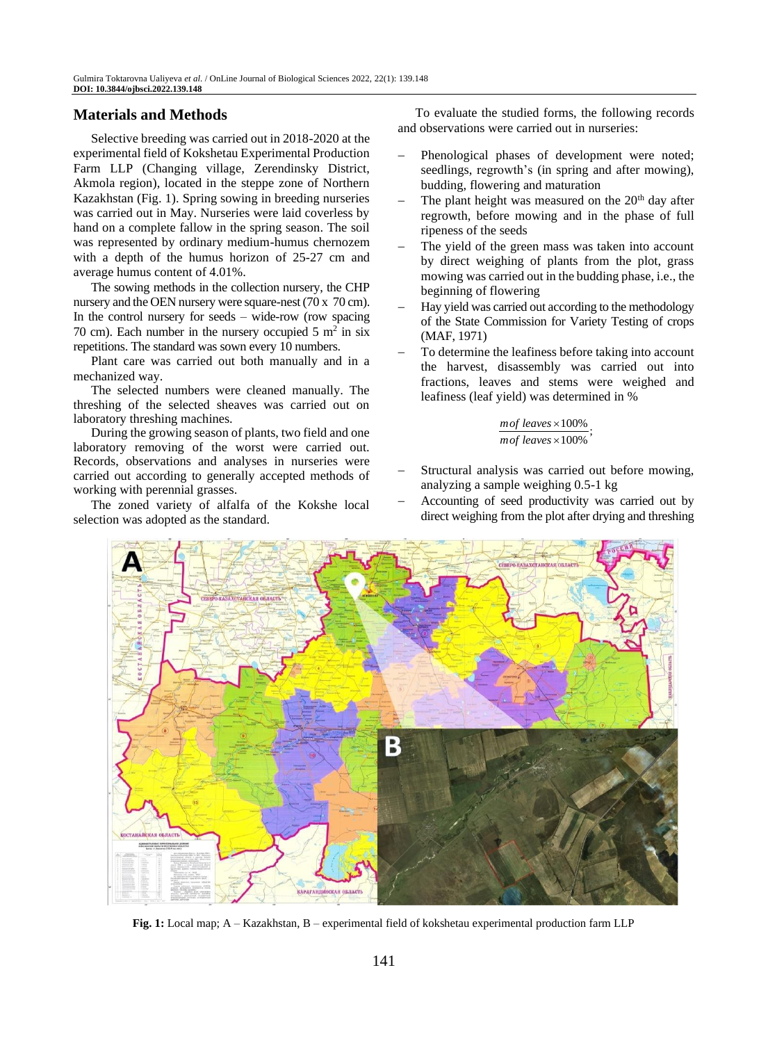## Materials and Methods

Selective breeding was carried out in 2018-2020 at the experimental field of Kokshetau Experimental Production Farm LLP (Changing village, Zerendinsky District, Akmola region), located in the steppe zone of Northern Kazakhstan (Fig. 1). Spring sowing in breeding nurseries was carried out in May. Nurseries were laid coverless by hand on a complete fallow in the spring season. The soil was represented by ordinary medium-humus chernozem with a depth of the humus horizon of 25-27 cm and average humus content of 4.01%.

The sowing methods in the collection nursery, the CHP nursery and the OEN nursery were square-nest (70 x 70 cm). In the control nursery for seeds – wide-row (row spacing 70 cm). Each number in the nursery occupied 5 m$^2$ in six repetitions. The standard was sown every 10 numbers.

Plant care was carried out both manually and in a mechanized way.

The selected numbers were cleaned manually. The threshing of the selected sheaves was carried out on laboratory threshing machines.

During the growing season of plants, two field and one laboratory removing of the worst were carried out. Records, observations and analyses in nurseries were carried out according to generally accepted methods of working with perennial grasses.

The zoned variety of alfalfa of the Kokshe local selection was adopted as the standard.

To evaluate the studied forms, the following records and observations were carried out in nurseries:

- Phenological phases of development were noted; seedlings, regrowth's (in spring and after mowing), budding, flowering and maturation
- The plant height was measured on the 20$^{th}$ day after regrowth, before mowing and in the phase of full ripeness of the seeds
- The yield of the green mass was taken into account by direct weighing of plants from the plot, grass mowing was carried out in the budding phase, i.e., the beginning of flowering
- Hay yield was carried out according to the methodology of the State Commission for Variety Testing of crops (MAF, 1971)
- To determine the leafiness before taking into account the harvest, disassembly was carried out into fractions, leaves and stems were weighed and leafiness (leaf yield) was determined in %

$$\frac{m\,of\ leaves \times 100\%}{m\,of\ leaves \times 100\%};$$

- Structural analysis was carried out before mowing, analyzing a sample weighing 0.5-1 kg
- Accounting of seed productivity was carried out by direct weighing from the plot after drying and threshing

**Fig. 1:** Local map; A – Kazakhstan, B – experimental field of kokshetau experimental production farm LLP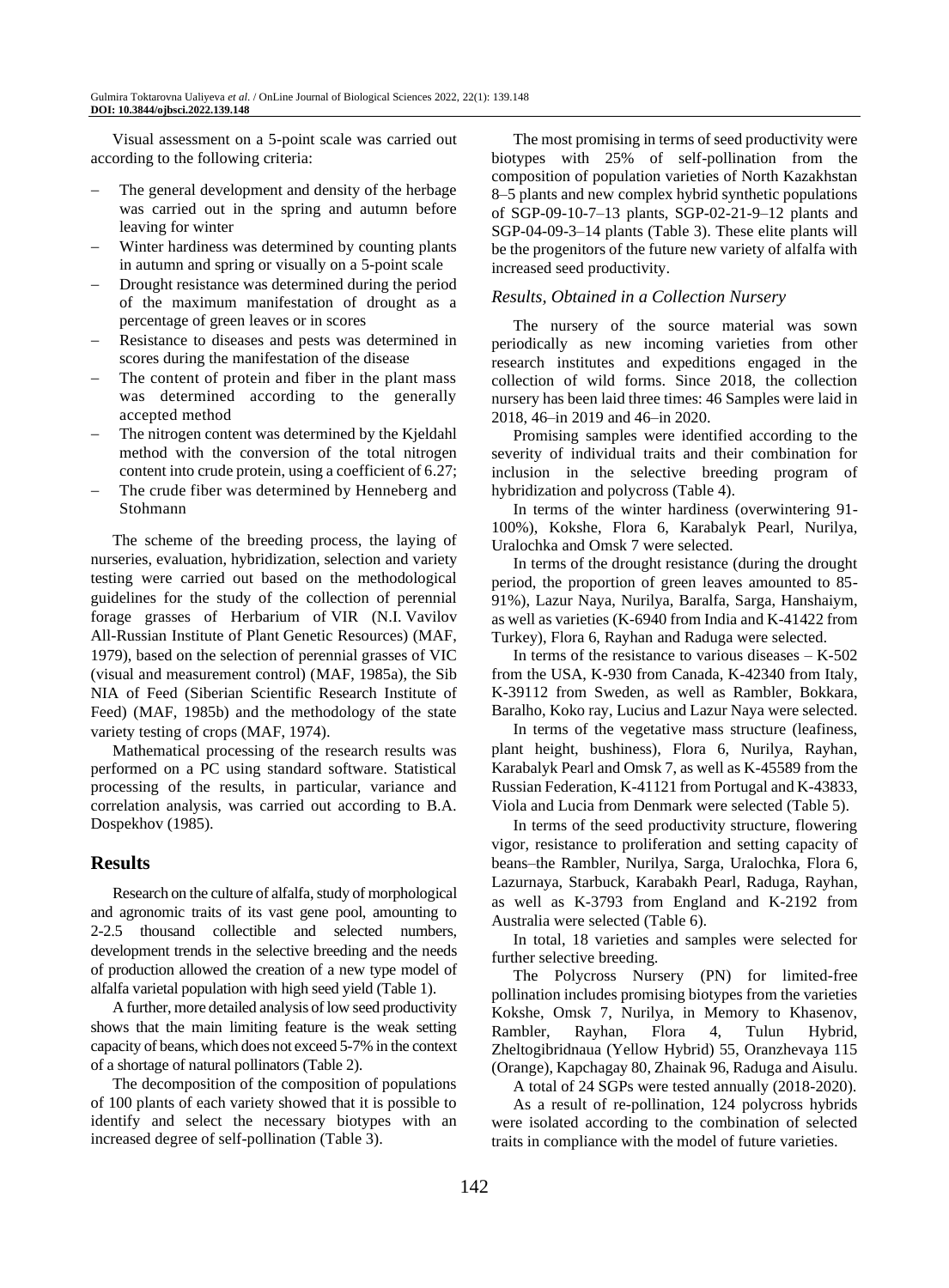Visual assessment on a 5-point scale was carried out according to the following criteria:

- The general development and density of the herbage was carried out in the spring and autumn before leaving for winter
- Winter hardiness was determined by counting plants in autumn and spring or visually on a 5-point scale
- Drought resistance was determined during the period of the maximum manifestation of drought as a percentage of green leaves or in scores
- Resistance to diseases and pests was determined in scores during the manifestation of the disease
- The content of protein and fiber in the plant mass was determined according to the generally accepted method
- The nitrogen content was determined by the Kjeldahl method with the conversion of the total nitrogen content into crude protein, using a coefficient of 6.27;
- The crude fiber was determined by Henneberg and Stohmann

The scheme of the breeding process, the laying of nurseries, evaluation, hybridization, selection and variety testing were carried out based on the methodological guidelines for the study of the collection of perennial forage grasses of Herbarium of VIR (N.I. Vavilov All-Russian Institute of Plant Genetic Resources) (MAF, 1979), based on the selection of perennial grasses of VIC (visual and measurement control) (MAF, 1985a), the Sib NIA of Feed (Siberian Scientific Research Institute of Feed) (MAF, 1985b) and the methodology of the state variety testing of crops (MAF, 1974).

Mathematical processing of the research results was performed on a PC using standard software. Statistical processing of the results, in particular, variance and correlation analysis, was carried out according to B.A. Dospekhov (1985).

## Results

Research on the culture of alfalfa, study of morphological and agronomic traits of its vast gene pool, amounting to 2-2.5 thousand collectible and selected numbers, development trends in the selective breeding and the needs of production allowed the creation of a new type model of alfalfa varietal population with high seed yield (Table 1).

A further, more detailed analysis of low seed productivity shows that the main limiting feature is the weak setting capacity of beans, which does not exceed 5-7% in the context of a shortage of natural pollinators (Table 2).

The decomposition of the composition of populations of 100 plants of each variety showed that it is possible to identify and select the necessary biotypes with an increased degree of self-pollination (Table 3).

The most promising in terms of seed productivity were biotypes with 25% of self-pollination from the composition of population varieties of North Kazakhstan 8–5 plants and new complex hybrid synthetic populations of SGP-09-10-7–13 plants, SGP-02-21-9–12 plants and SGP-04-09-3–14 plants (Table 3). These elite plants will be the progenitors of the future new variety of alfalfa with increased seed productivity.

### *Results, Obtained in a Collection Nursery*

The nursery of the source material was sown periodically as new incoming varieties from other research institutes and expeditions engaged in the collection of wild forms. Since 2018, the collection nursery has been laid three times: 46 Samples were laid in 2018, 46–in 2019 and 46–in 2020.

Promising samples were identified according to the severity of individual traits and their combination for inclusion in the selective breeding program of hybridization and polycross (Table 4).

In terms of the winter hardiness (overwintering 91-100%), Kokshe, Flora 6, Karabalyk Pearl, Nurilya, Uralochka and Omsk 7 were selected.

In terms of the drought resistance (during the drought period, the proportion of green leaves amounted to 85-91%), Lazur Naya, Nurilya, Baralfa, Sarga, Hanshaiym, as well as varieties (K-6940 from India and K-41422 from Turkey), Flora 6, Rayhan and Raduga were selected.

In terms of the resistance to various diseases – K-502 from the USA, K-930 from Canada, K-42340 from Italy, K-39112 from Sweden, as well as Rambler, Bokkara, Baralho, Koko ray, Lucius and Lazur Naya were selected.

In terms of the vegetative mass structure (leafiness, plant height, bushiness), Flora 6, Nurilya, Rayhan, Karabalyk Pearl and Omsk 7, as well as K-45589 from the Russian Federation, K-41121 from Portugal and K-43833, Viola and Lucia from Denmark were selected (Table 5).

In terms of the seed productivity structure, flowering vigor, resistance to proliferation and setting capacity of beans–the Rambler, Nurilya, Sarga, Uralochka, Flora 6, Lazurnaya, Starbuck, Karabakh Pearl, Raduga, Rayhan, as well as K-3793 from England and K-2192 from Australia were selected (Table 6).

In total, 18 varieties and samples were selected for further selective breeding.

The Polycross Nursery (PN) for limited-free pollination includes promising biotypes from the varieties Kokshe, Omsk 7, Nurilya, in Memory to Khasenov, Rambler, Rayhan, Flora 4, Tulun Hybrid, Zheltogibridnaua (Yellow Hybrid) 55, Oranzhevaya 115 (Orange), Kapchagay 80, Zhainak 96, Raduga and Aisulu.

A total of 24 SGPs were tested annually (2018-2020).

As a result of re-pollination, 124 polycross hybrids were isolated according to the combination of selected traits in compliance with the model of future varieties.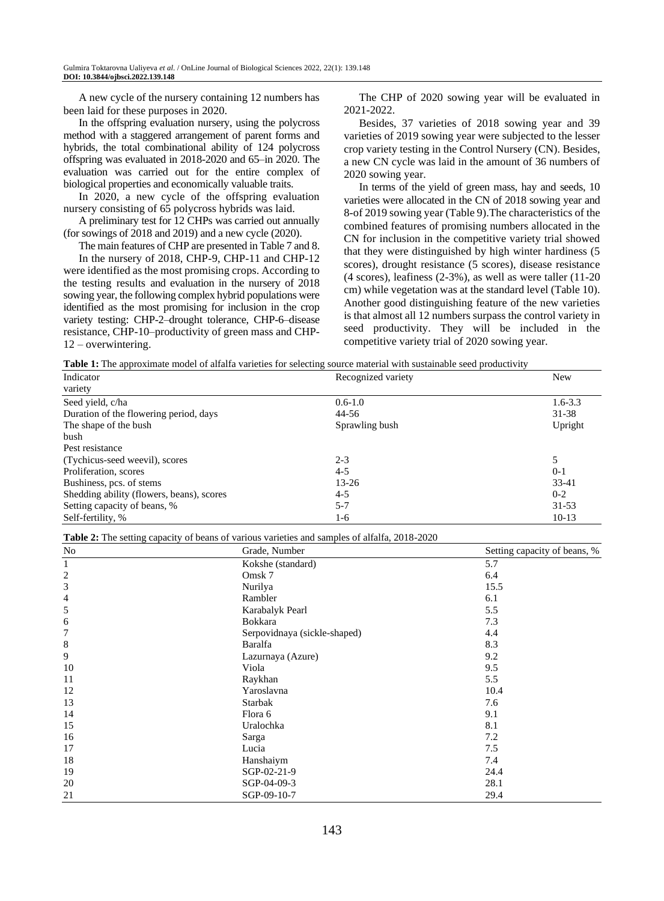A new cycle of the nursery containing 12 numbers has been laid for these purposes in 2020.

In the offspring evaluation nursery, using the polycross method with a staggered arrangement of parent forms and hybrids, the total combinational ability of 124 polycross offspring was evaluated in 2018-2020 and 65–in 2020. The evaluation was carried out for the entire complex of biological properties and economically valuable traits.

In 2020, a new cycle of the offspring evaluation nursery consisting of 65 polycross hybrids was laid.

A preliminary test for 12 CHPs was carried out annually (for sowings of 2018 and 2019) and a new cycle (2020).

The main features of CHP are presented in Table 7 and 8.

In the nursery of 2018, CHP-9, CHP-11 and CHP-12 were identified as the most promising crops. According to the testing results and evaluation in the nursery of 2018 sowing year, the following complex hybrid populations were identified as the most promising for inclusion in the crop variety testing: CHP-2–drought tolerance, CHP-6–disease resistance, CHP-10–productivity of green mass and CHP-12 – overwintering.

The CHP of 2020 sowing year will be evaluated in 2021-2022.

Besides, 37 varieties of 2018 sowing year and 39 varieties of 2019 sowing year were subjected to the lesser crop variety testing in the Control Nursery (CN). Besides, a new CN cycle was laid in the amount of 36 numbers of 2020 sowing year.

In terms of the yield of green mass, hay and seeds, 10 varieties were allocated in the CN of 2018 sowing year and 8-of 2019 sowing year (Table 9).The characteristics of the combined features of promising numbers allocated in the CN for inclusion in the competitive variety trial showed that they were distinguished by high winter hardiness (5 scores), drought resistance (5 scores), disease resistance (4 scores), leafiness (2-3%), as well as were taller (11-20 cm) while vegetation was at the standard level (Table 10). Another good distinguishing feature of the new varieties is that almost all 12 numbers surpass the control variety in seed productivity. They will be included in the competitive variety trial of 2020 sowing year.

**Table 1:** The approximate model of alfalfa varieties for selecting source material with sustainable seed productivity

| Indicator variety | Recognized variety | New |
|---|---|---|
| Seed yield, c/ha | 0.6-1.0 | 1.6-3.3 |
| Duration of the flowering period, days | 44-56 | 31-38 |
| The shape of the bush bush | Sprawling bush | Upright |
| Pest resistance (Tychicus-seed weevil), scores | 2-3 | 5 |
| Proliferation, scores | 4-5 | 0-1 |
| Bushiness, pcs. of stems | 13-26 | 33-41 |
| Shedding ability (flowers, beans), scores | 4-5 | 0-2 |
| Setting capacity of beans, % | 5-7 | 31-53 |
| Self-fertility, % | 1-6 | 10-13 |

**Table 2:** The setting capacity of beans of various varieties and samples of alfalfa, 2018-2020

| No | Grade, Number | Setting capacity of beans, % |
|---|---|---|
| 1 | Kokshe (standard) | 5.7 |
| 2 | Omsk 7 | 6.4 |
| 3 | Nurilya | 15.5 |
| 4 | Rambler | 6.1 |
| 5 | Karabalyk Pearl | 5.5 |
| 6 | Bokkara | 7.3 |
| 7 | Serpovidnaya (sickle-shaped) | 4.4 |
| 8 | Baralfa | 8.3 |
| 9 | Lazurnaya (Azure) | 9.2 |
| 10 | Viola | 9.5 |
| 11 | Raykhan | 5.5 |
| 12 | Yaroslavna | 10.4 |
| 13 | Starbak | 7.6 |
| 14 | Flora 6 | 9.1 |
| 15 | Uralochka | 8.1 |
| 16 | Sarga | 7.2 |
| 17 | Lucia | 7.5 |
| 18 | Hanshaiym | 7.4 |
| 19 | SGP-02-21-9 | 24.4 |
| 20 | SGP-04-09-3 | 28.1 |
| 21 | SGP-09-10-7 | 29.4 |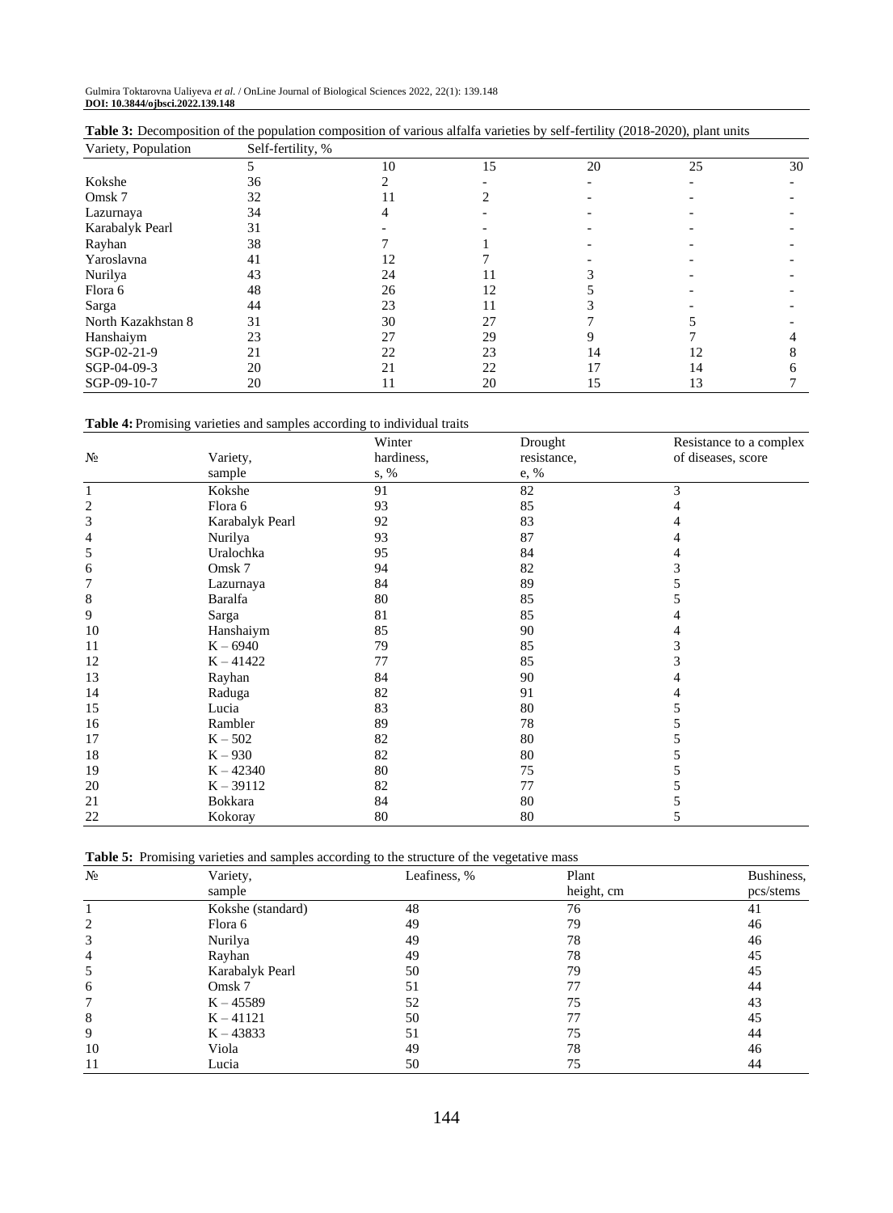**Table 3:** Decomposition of the population composition of various alfalfa varieties by self-fertility (2018-2020), plant units

| Variety, Population | Self-fertility, % | | | | | |
|---|---|---|---|---|---|---|
| | 5 | 10 | 15 | 20 | 25 | 30 |
| Kokshe | 36 | 2 | - | - | - | - |
| Omsk 7 | 32 | 11 | 2 | - | - | - |
| Lazurnaya | 34 | 4 | - | - | - | - |
| Karabalyk Pearl | 31 | - | - | - | - | - |
| Rayhan | 38 | 7 | 1 | - | - | - |
| Yaroslavna | 41 | 12 | 7 | - | - | - |
| Nurilya | 43 | 24 | 11 | 3 | - | - |
| Flora 6 | 48 | 26 | 12 | 5 | - | - |
| Sarga | 44 | 23 | 11 | 3 | - | - |
| North Kazakhstan 8 | 31 | 30 | 27 | 7 | 5 | - |
| Hanshaiym | 23 | 27 | 29 | 9 | 7 | 4 |
| SGP-02-21-9 | 21 | 22 | 23 | 14 | 12 | 8 |
| SGP-04-09-3 | 20 | 21 | 22 | 17 | 14 | 6 |
| SGP-09-10-7 | 20 | 11 | 20 | 15 | 13 | 7 |

**Table 4:** Promising varieties and samples according to individual traits

| № | Variety, sample | Winter hardiness, s, % | Drought resistance, e, % | Resistance to a complex of diseases, score |
|---|---|---|---|---|
| 1 | Kokshe | 91 | 82 | 3 |
| 2 | Flora 6 | 93 | 85 | 4 |
| 3 | Karabalyk Pearl | 92 | 83 | 4 |
| 4 | Nurilya | 93 | 87 | 4 |
| 5 | Uralochka | 95 | 84 | 4 |
| 6 | Omsk 7 | 94 | 82 | 3 |
| 7 | Lazurnaya | 84 | 89 | 5 |
| 8 | Baralfa | 80 | 85 | 5 |
| 9 | Sarga | 81 | 85 | 4 |
| 10 | Hanshaiym | 85 | 90 | 4 |
| 11 | K – 6940 | 79 | 85 | 3 |
| 12 | K – 41422 | 77 | 85 | 3 |
| 13 | Rayhan | 84 | 90 | 4 |
| 14 | Raduga | 82 | 91 | 4 |
| 15 | Lucia | 83 | 80 | 5 |
| 16 | Rambler | 89 | 78 | 5 |
| 17 | K – 502 | 82 | 80 | 5 |
| 18 | K – 930 | 82 | 80 | 5 |
| 19 | K – 42340 | 80 | 75 | 5 |
| 20 | K – 39112 | 82 | 77 | 5 |
| 21 | Bokkara | 84 | 80 | 5 |
| 22 | Kokoray | 80 | 80 | 5 |

**Table 5:** Promising varieties and samples according to the structure of the vegetative mass

| № | Variety, sample | Leafiness, % | Plant height, cm | Bushiness, pcs/stems |
|---|---|---|---|---|
| 1 | Kokshe (standard) | 48 | 76 | 41 |
| 2 | Flora 6 | 49 | 79 | 46 |
| 3 | Nurilya | 49 | 78 | 46 |
| 4 | Rayhan | 49 | 78 | 45 |
| 5 | Karabalyk Pearl | 50 | 79 | 45 |
| 6 | Omsk 7 | 51 | 77 | 44 |
| 7 | K – 45589 | 52 | 75 | 43 |
| 8 | K – 41121 | 50 | 77 | 45 |
| 9 | K – 43833 | 51 | 75 | 44 |
| 10 | Viola | 49 | 78 | 46 |
| 11 | Lucia | 50 | 75 | 44 |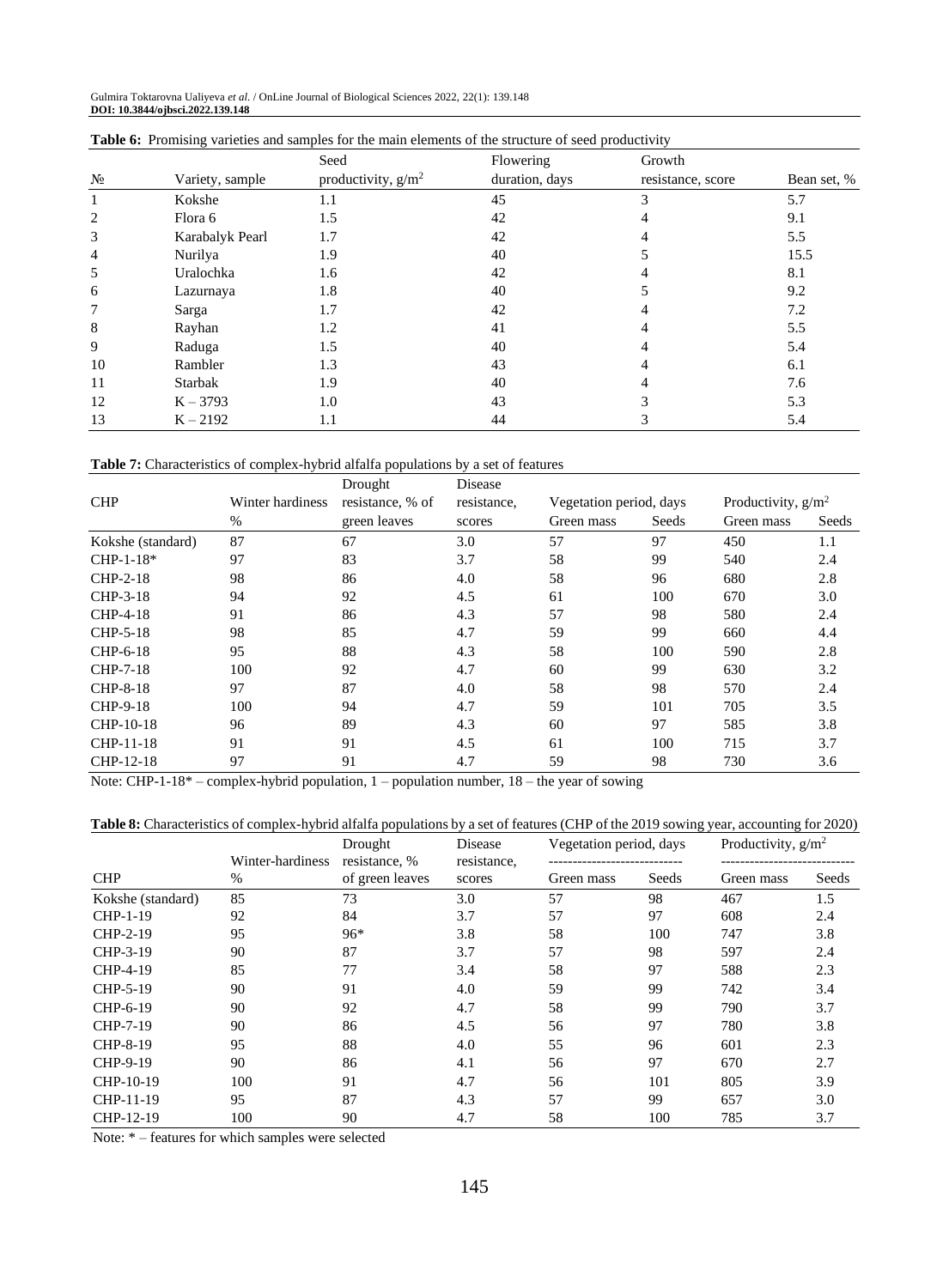**Table 6:** Promising varieties and samples for the main elements of the structure of seed productivity

| № | Variety, sample | Seed productivity, g/m$^2$ | Flowering duration, days | Growth resistance, score | Bean set, % |
|---|---|---|---|---|---|
| 1 | Kokshe | 1.1 | 45 | 3 | 5.7 |
| 2 | Flora 6 | 1.5 | 42 | 4 | 9.1 |
| 3 | Karabalyk Pearl | 1.7 | 42 | 4 | 5.5 |
| 4 | Nurilya | 1.9 | 40 | 5 | 15.5 |
| 5 | Uralochka | 1.6 | 42 | 4 | 8.1 |
| 6 | Lazurnaya | 1.8 | 40 | 5 | 9.2 |
| 7 | Sarga | 1.7 | 42 | 4 | 7.2 |
| 8 | Rayhan | 1.2 | 41 | 4 | 5.5 |
| 9 | Raduga | 1.5 | 40 | 4 | 5.4 |
| 10 | Rambler | 1.3 | 43 | 4 | 6.1 |
| 11 | Starbak | 1.9 | 40 | 4 | 7.6 |
| 12 | K – 3793 | 1.0 | 43 | 3 | 5.3 |
| 13 | K – 2192 | 1.1 | 44 | 3 | 5.4 |

**Table 7:** Characteristics of complex-hybrid alfalfa populations by a set of features

| CHP | Winter hardiness % | Drought resistance, % of green leaves | Disease resistance, scores | Vegetation period, days | | Productivity, g/m$^2$ | |
|---|---|---|---|---|---|---|---|
| | | | | Green mass | Seeds | Green mass | Seeds |
| Kokshe (standard) | 87 | 67 | 3.0 | 57 | 97 | 450 | 1.1 |
| CHP-1-18* | 97 | 83 | 3.7 | 58 | 99 | 540 | 2.4 |
| CHP-2-18 | 98 | 86 | 4.0 | 58 | 96 | 680 | 2.8 |
| CHP-3-18 | 94 | 92 | 4.5 | 61 | 100 | 670 | 3.0 |
| CHP-4-18 | 91 | 86 | 4.3 | 57 | 98 | 580 | 2.4 |
| CHP-5-18 | 98 | 85 | 4.7 | 59 | 99 | 660 | 4.4 |
| CHP-6-18 | 95 | 88 | 4.3 | 58 | 100 | 590 | 2.8 |
| CHP-7-18 | 100 | 92 | 4.7 | 60 | 99 | 630 | 3.2 |
| CHP-8-18 | 97 | 87 | 4.0 | 58 | 98 | 570 | 2.4 |
| CHP-9-18 | 100 | 94 | 4.7 | 59 | 101 | 705 | 3.5 |
| CHP-10-18 | 96 | 89 | 4.3 | 60 | 97 | 585 | 3.8 |
| CHP-11-18 | 91 | 91 | 4.5 | 61 | 100 | 715 | 3.7 |
| CHP-12-18 | 97 | 91 | 4.7 | 59 | 98 | 730 | 3.6 |

Note: CHP-1-18* – complex-hybrid population, 1 – population number, 18 – the year of sowing

**Table 8:** Characteristics of complex-hybrid alfalfa populations by a set of features (CHP of the 2019 sowing year, accounting for 2020)

| CHP | Winter-hardiness % | Drought resistance, % of green leaves | Disease resistance, scores | Vegetation period, days | | Productivity, g/m$^2$ | |
|---|---|---|---|---|---|---|---|
| | | | | Green mass | Seeds | Green mass | Seeds |
| Kokshe (standard) | 85 | 73 | 3.0 | 57 | 98 | 467 | 1.5 |
| CHP-1-19 | 92 | 84 | 3.7 | 57 | 97 | 608 | 2.4 |
| CHP-2-19 | 95 | 96* | 3.8 | 58 | 100 | 747 | 3.8 |
| CHP-3-19 | 90 | 87 | 3.7 | 57 | 98 | 597 | 2.4 |
| CHP-4-19 | 85 | 77 | 3.4 | 58 | 97 | 588 | 2.3 |
| CHP-5-19 | 90 | 91 | 4.0 | 59 | 99 | 742 | 3.4 |
| CHP-6-19 | 90 | 92 | 4.7 | 58 | 99 | 790 | 3.7 |
| CHP-7-19 | 90 | 86 | 4.5 | 56 | 97 | 780 | 3.8 |
| CHP-8-19 | 95 | 88 | 4.0 | 55 | 96 | 601 | 2.3 |
| CHP-9-19 | 90 | 86 | 4.1 | 56 | 97 | 670 | 2.7 |
| CHP-10-19 | 100 | 91 | 4.7 | 56 | 101 | 805 | 3.9 |
| CHP-11-19 | 95 | 87 | 4.3 | 57 | 99 | 657 | 3.0 |
| CHP-12-19 | 100 | 90 | 4.7 | 58 | 100 | 785 | 3.7 |

Note: * – features for which samples were selected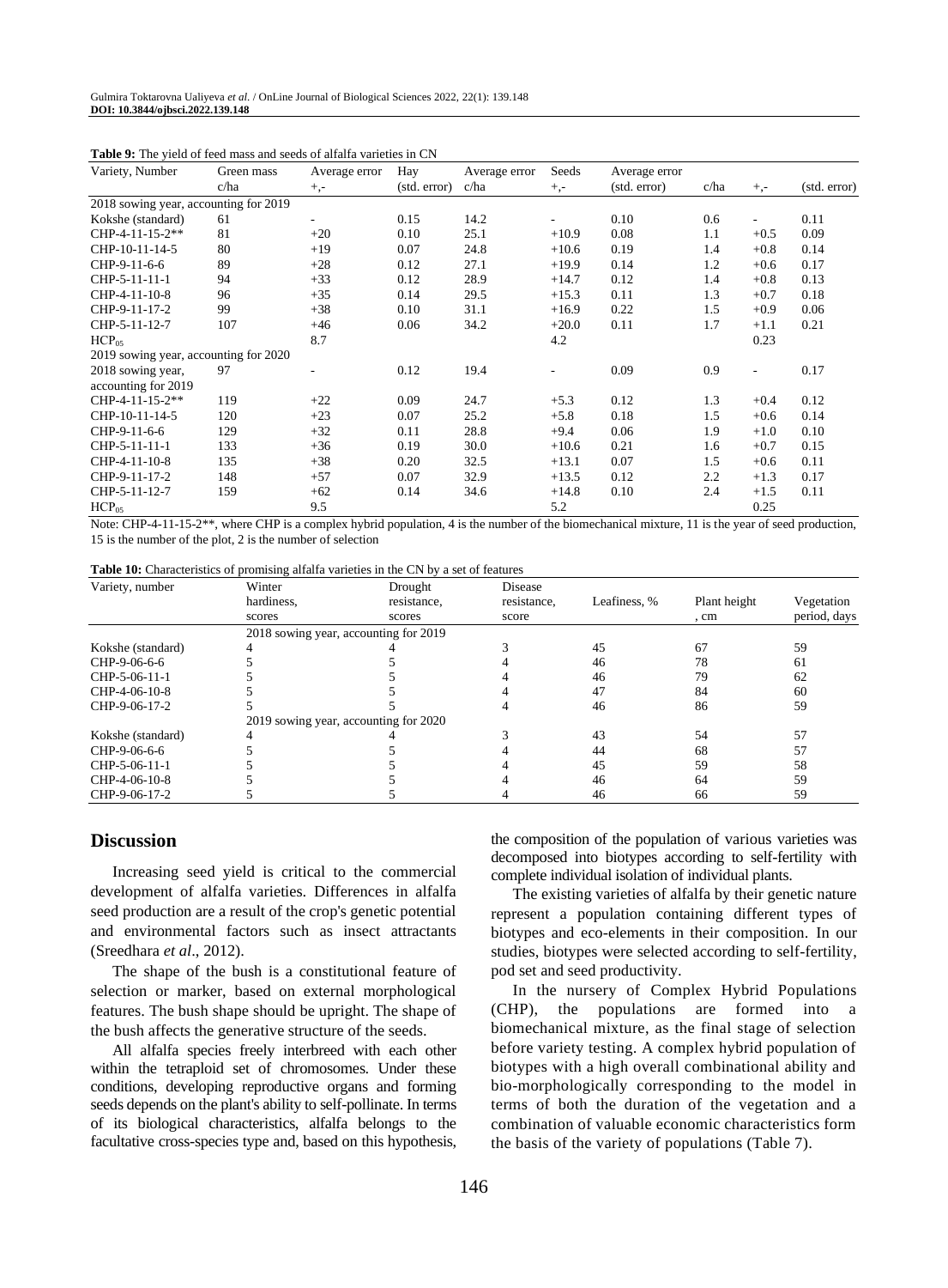**Table 9:** The yield of feed mass and seeds of alfalfa varieties in CN

| Variety, Number | Green mass c/ha | Average error +,- | Hay (std. error) | Average error c/ha | Seeds +,- | Average error (std. error) | c/ha | +,- | (std. error) |
|---|---|---|---|---|---|---|---|---|---|
| 2018 sowing year, accounting for 2019 | | | | | | | | | |
| Kokshe (standard) | 61 | - | 0.15 | 14.2 | - | 0.10 | 0.6 | - | 0.11 |
| CHP-4-11-15-2** | 81 | +20 | 0.10 | 25.1 | +10.9 | 0.08 | 1.1 | +0.5 | 0.09 |
| CHP-10-11-14-5 | 80 | +19 | 0.07 | 24.8 | +10.6 | 0.19 | 1.4 | +0.8 | 0.14 |
| CHP-9-11-6-6 | 89 | +28 | 0.12 | 27.1 | +19.9 | 0.14 | 1.2 | +0.6 | 0.17 |
| CHP-5-11-11-1 | 94 | +33 | 0.12 | 28.9 | +14.7 | 0.12 | 1.4 | +0.8 | 0.13 |
| CHP-4-11-10-8 | 96 | +35 | 0.14 | 29.5 | +15.3 | 0.11 | 1.3 | +0.7 | 0.18 |
| CHP-9-11-17-2 | 99 | +38 | 0.10 | 31.1 | +16.9 | 0.22 | 1.5 | +0.9 | 0.06 |
| CHP-5-11-12-7 | 107 | +46 | 0.06 | 34.2 | +20.0 | 0.11 | 1.7 | +1.1 | 0.21 |
| $HCP_{05}$ | | 8.7 | | | 4.2 | | | 0.23 | |
| 2019 sowing year, accounting for 2020 | | | | | | | | | |
| 2018 sowing year, accounting for 2019 | 97 | - | 0.12 | 19.4 | - | 0.09 | 0.9 | - | 0.17 |
| CHP-4-11-15-2** | 119 | +22 | 0.09 | 24.7 | +5.3 | 0.12 | 1.3 | +0.4 | 0.12 |
| CHP-10-11-14-5 | 120 | +23 | 0.07 | 25.2 | +5.8 | 0.18 | 1.5 | +0.6 | 0.14 |
| CHP-9-11-6-6 | 129 | +32 | 0.11 | 28.8 | +9.4 | 0.06 | 1.9 | +1.0 | 0.10 |
| CHP-5-11-11-1 | 133 | +36 | 0.19 | 30.0 | +10.6 | 0.21 | 1.6 | +0.7 | 0.15 |
| CHP-4-11-10-8 | 135 | +38 | 0.20 | 32.5 | +13.1 | 0.07 | 1.5 | +0.6 | 0.11 |
| CHP-9-11-17-2 | 148 | +57 | 0.07 | 32.9 | +13.5 | 0.12 | 2.2 | +1.3 | 0.17 |
| CHP-5-11-12-7 | 159 | +62 | 0.14 | 34.6 | +14.8 | 0.10 | 2.4 | +1.5 | 0.11 |
| $HCP_{05}$ | | 9.5 | | | 5.2 | | | 0.25 | |

Note: CHP-4-11-15-2**, where CHP is a complex hybrid population, 4 is the number of the biomechanical mixture, 11 is the year of seed production, 15 is the number of the plot, 2 is the number of selection

**Table 10:** Characteristics of promising alfalfa varieties in the CN by a set of features

| Variety, number | Winter hardiness, scores | Drought resistance, scores | Disease resistance, score | Leafiness, % | Plant height, cm | Vegetation period, days |
|---|---|---|---|---|---|---|
| 2018 sowing year, accounting for 2019 | | | | | | |
| Kokshe (standard) | 4 | 4 | 3 | 45 | 67 | 59 |
| CHP-9-06-6-6 | 5 | 5 | 4 | 46 | 78 | 61 |
| CHP-5-06-11-1 | 5 | 5 | 4 | 46 | 79 | 62 |
| CHP-4-06-10-8 | 5 | 5 | 4 | 47 | 84 | 60 |
| CHP-9-06-17-2 | 5 | 5 | 4 | 46 | 86 | 59 |
| 2019 sowing year, accounting for 2020 | | | | | | |
| Kokshe (standard) | 4 | 4 | 3 | 43 | 54 | 57 |
| CHP-9-06-6-6 | 5 | 5 | 4 | 44 | 68 | 57 |
| CHP-5-06-11-1 | 5 | 5 | 4 | 45 | 59 | 58 |
| CHP-4-06-10-8 | 5 | 5 | 4 | 46 | 64 | 59 |
| CHP-9-06-17-2 | 5 | 5 | 4 | 46 | 66 | 59 |

## Discussion

Increasing seed yield is critical to the commercial development of alfalfa varieties. Differences in alfalfa seed production are a result of the crop's genetic potential and environmental factors such as insect attractants (Sreedhara *et al*., 2012).

The shape of the bush is a constitutional feature of selection or marker, based on external morphological features. The bush shape should be upright. The shape of the bush affects the generative structure of the seeds.

All alfalfa species freely interbreed with each other within the tetraploid set of chromosomes. Under these conditions, developing reproductive organs and forming seeds depends on the plant's ability to self-pollinate. In terms of its biological characteristics, alfalfa belongs to the facultative cross-species type and, based on this hypothesis, the composition of the population of various varieties was decomposed into biotypes according to self-fertility with complete individual isolation of individual plants.

The existing varieties of alfalfa by their genetic nature represent a population containing different types of biotypes and eco-elements in their composition. In our studies, biotypes were selected according to self-fertility, pod set and seed productivity.

In the nursery of Complex Hybrid Populations (CHP), the populations are formed into a biomechanical mixture, as the final stage of selection before variety testing. A complex hybrid population of biotypes with a high overall combinational ability and bio-morphologically corresponding to the model in terms of both the duration of the vegetation and a combination of valuable economic characteristics form the basis of the variety of populations (Table 7).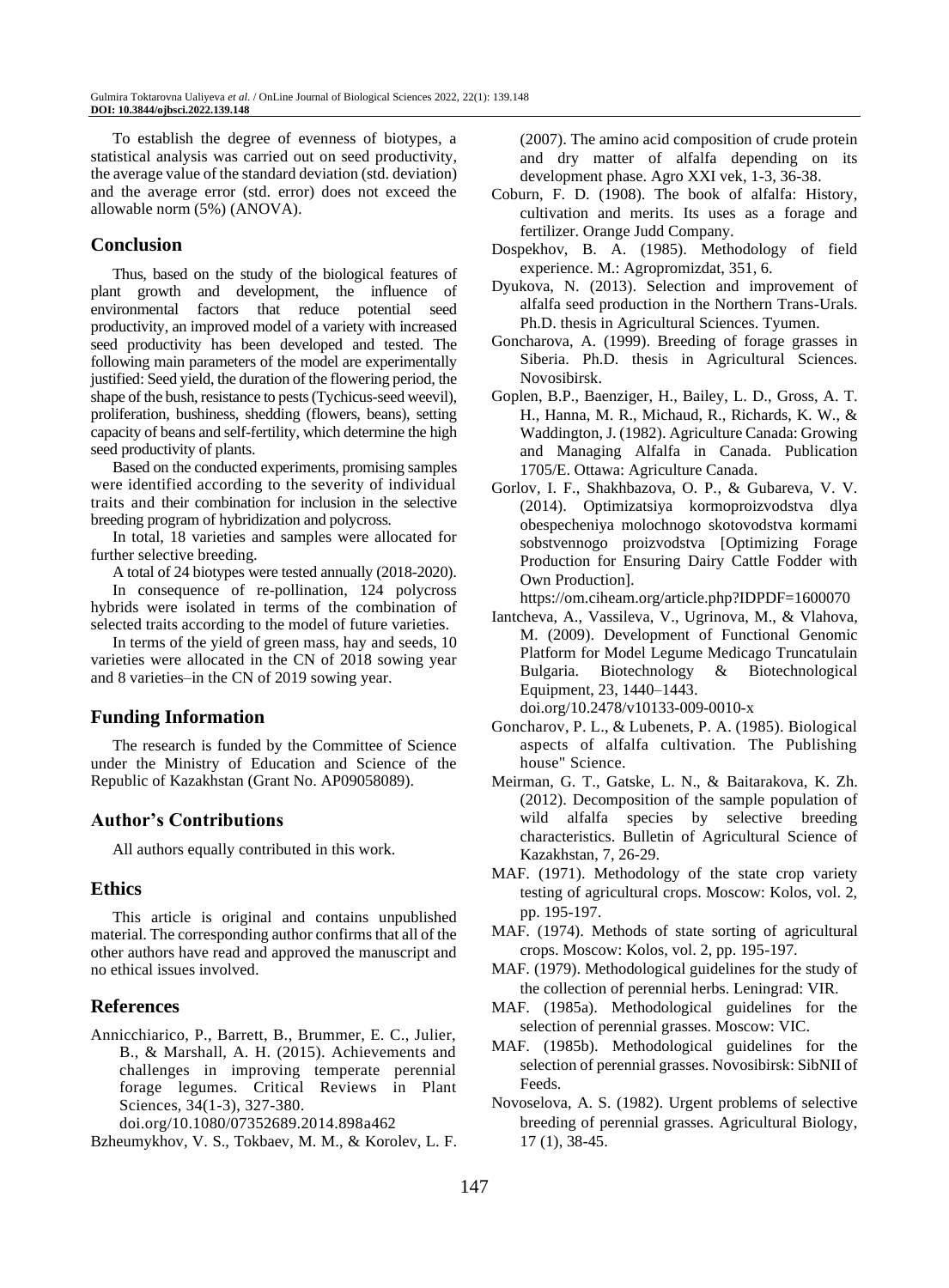To establish the degree of evenness of biotypes, a statistical analysis was carried out on seed productivity, the average value of the standard deviation (std. deviation) and the average error (std. error) does not exceed the allowable norm (5%) (ANOVA).

## Conclusion

Thus, based on the study of the biological features of plant growth and development, the influence of environmental factors that reduce potential seed productivity, an improved model of a variety with increased seed productivity has been developed and tested. The following main parameters of the model are experimentally justified: Seed yield, the duration of the flowering period, the shape of the bush, resistance to pests (Tychicus-seed weevil), proliferation, bushiness, shedding (flowers, beans), setting capacity of beans and self-fertility, which determine the high seed productivity of plants.

Based on the conducted experiments, promising samples were identified according to the severity of individual traits and their combination for inclusion in the selective breeding program of hybridization and polycross.

In total, 18 varieties and samples were allocated for further selective breeding.

A total of 24 biotypes were tested annually (2018-2020).

In consequence of re-pollination, 124 polycross hybrids were isolated in terms of the combination of selected traits according to the model of future varieties.

In terms of the yield of green mass, hay and seeds, 10 varieties were allocated in the CN of 2018 sowing year and 8 varieties–in the CN of 2019 sowing year.

## Funding Information

The research is funded by the Committee of Science under the Ministry of Education and Science of the Republic of Kazakhstan (Grant No. AP09058089).

## Author's Contributions

All authors equally contributed in this work.

## Ethics

This article is original and contains unpublished material. The corresponding author confirms that all of the other authors have read and approved the manuscript and no ethical issues involved.

## References

Annicchiarico, P., Barrett, B., Brummer, E. C., Julier, B., & Marshall, A. H. (2015). Achievements and challenges in improving temperate perennial forage legumes. Critical Reviews in Plant Sciences, 34(1-3), 327-380. doi.org/10.1080/07352689.2014.898a462

Bzheumykhov, V. S., Tokbaev, M. M., & Korolev, L. F. (2007). The amino acid composition of crude protein and dry matter of alfalfa depending on its development phase. Agro XXI vek, 1-3, 36-38.

Coburn, F. D. (1908). The book of alfalfa: History, cultivation and merits. Its uses as a forage and fertilizer. Orange Judd Company.

Dospekhov, B. A. (1985). Methodology of field experience. M.: Agropromizdat, 351, 6.

Dyukova, N. (2013). Selection and improvement of alfalfa seed production in the Northern Trans-Urals. Ph.D. thesis in Agricultural Sciences. Tyumen.

Goncharova, A. (1999). Breeding of forage grasses in Siberia. Ph.D. thesis in Agricultural Sciences. Novosibirsk.

Goplen, B.P., Baenziger, H., Bailey, L. D., Gross, A. T. H., Hanna, M. R., Michaud, R., Richards, K. W., & Waddington, J. (1982). Agriculture Canada: Growing and Managing Alfalfa in Canada. Publication 1705/E. Ottawa: Agriculture Canada.

Gorlov, I. F., Shakhbazova, O. P., & Gubareva, V. V. (2014). Optimizatsiya kormoproizvodstva dlya obespecheniya molochnogo skotovodstva kormami sobstvennogo proizvodstva [Optimizing Forage Production for Ensuring Dairy Cattle Fodder with Own Production]. https://om.ciheam.org/article.php?IDPDF=1600070

Iantcheva, A., Vassileva, V., Ugrinova, M., & Vlahova, M. (2009). Development of Functional Genomic Platform for Model Legume Medicago Truncatulain Bulgaria. Biotechnology & Biotechnological Equipment, 23, 1440–1443. doi.org/10.2478/v10133-009-0010-x

Goncharov, P. L., & Lubenets, P. A. (1985). Biological aspects of alfalfa cultivation. The Publishing house" Science.

Meirman, G. T., Gatske, L. N., & Baitarakova, K. Zh. (2012). Decomposition of the sample population of wild alfalfa species by selective breeding characteristics. Bulletin of Agricultural Science of Kazakhstan, 7, 26-29.

MAF. (1971). Methodology of the state crop variety testing of agricultural crops. Moscow: Kolos, vol. 2, pp. 195-197.

MAF. (1974). Methods of state sorting of agricultural crops. Moscow: Kolos, vol. 2, pp. 195-197.

MAF. (1979). Methodological guidelines for the study of the collection of perennial herbs. Leningrad: VIR.

MAF. (1985a). Methodological guidelines for the selection of perennial grasses. Moscow: VIC.

MAF. (1985b). Methodological guidelines for the selection of perennial grasses. Novosibirsk: SibNII of Feeds.

Novoselova, A. S. (1982). Urgent problems of selective breeding of perennial grasses. Agricultural Biology, 17 (1), 38-45.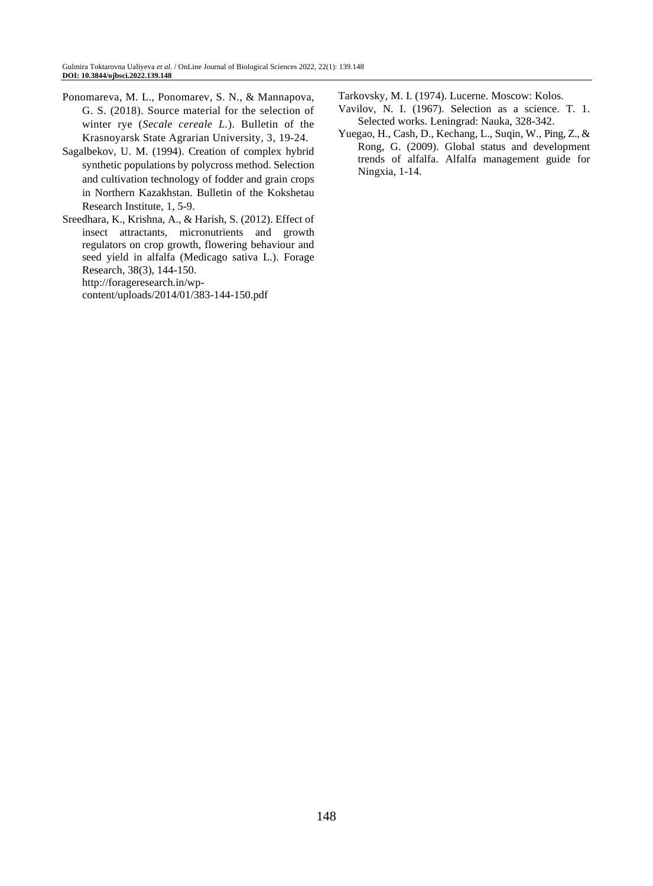Ponomareva, M. L., Ponomarev, S. N., & Mannapova, G. S. (2018). Source material for the selection of winter rye (*Secale cereale L.*). Bulletin of the Krasnoyarsk State Agrarian University, 3, 19-24.

Sagalbekov, U. M. (1994). Creation of complex hybrid synthetic populations by polycross method. Selection and cultivation technology of fodder and grain crops in Northern Kazakhstan. Bulletin of the Kokshetau Research Institute, 1, 5-9.

Sreedhara, K., Krishna, A., & Harish, S. (2012). Effect of insect attractants, micronutrients and growth regulators on crop growth, flowering behaviour and seed yield in alfalfa (Medicago sativa L.). Forage Research, 38(3), 144-150. http://forageresearch.in/wp-content/uploads/2014/01/383-144-150.pdf

Tarkovsky, M. I. (1974). Lucerne. Moscow: Kolos.

Vavilov, N. I. (1967). Selection as a science. T. 1. Selected works. Leningrad: Nauka, 328-342.

Yuegao, H., Cash, D., Kechang, L., Suqin, W., Ping, Z., & Rong, G. (2009). Global status and development trends of alfalfa. Alfalfa management guide for Ningxia, 1-14.